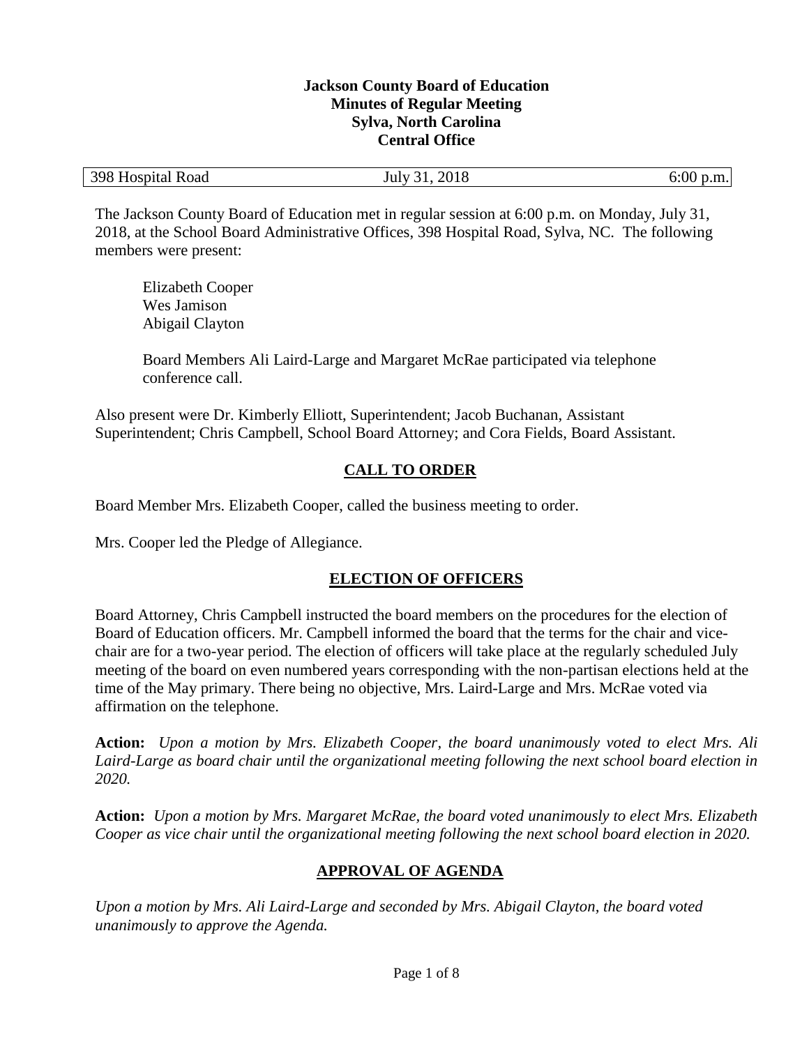**Jackson County Board of Education**
**Minutes of Regular Meeting**
**Sylva, North Carolina**
**Central Office**

| 398 Hospital Road | July 31, 2018 | 6:00 p.m. |
|---|---|---|

The Jackson County Board of Education met in regular session at 6:00 p.m. on Monday, July 31, 2018, at the School Board Administrative Offices, 398 Hospital Road, Sylva, NC. The following members were present:

Elizabeth Cooper
Wes Jamison
Abigail Clayton

Board Members Ali Laird-Large and Margaret McRae participated via telephone conference call.

Also present were Dr. Kimberly Elliott, Superintendent; Jacob Buchanan, Assistant Superintendent; Chris Campbell, School Board Attorney; and Cora Fields, Board Assistant.

## CALL TO ORDER

Board Member Mrs. Elizabeth Cooper, called the business meeting to order.

Mrs. Cooper led the Pledge of Allegiance.

## ELECTION OF OFFICERS

Board Attorney, Chris Campbell instructed the board members on the procedures for the election of Board of Education officers. Mr. Campbell informed the board that the terms for the chair and vice-chair are for a two-year period. The election of officers will take place at the regularly scheduled July meeting of the board on even numbered years corresponding with the non-partisan elections held at the time of the May primary. There being no objective, Mrs. Laird-Large and Mrs. McRae voted via affirmation on the telephone.

**Action:** *Upon a motion by Mrs. Elizabeth Cooper, the board unanimously voted to elect Mrs. Ali Laird-Large as board chair until the organizational meeting following the next school board election in 2020.*

**Action:** *Upon a motion by Mrs. Margaret McRae, the board voted unanimously to elect Mrs. Elizabeth Cooper as vice chair until the organizational meeting following the next school board election in 2020.*

## APPROVAL OF AGENDA

*Upon a motion by Mrs. Ali Laird-Large and seconded by Mrs. Abigail Clayton, the board voted unanimously to approve the Agenda.*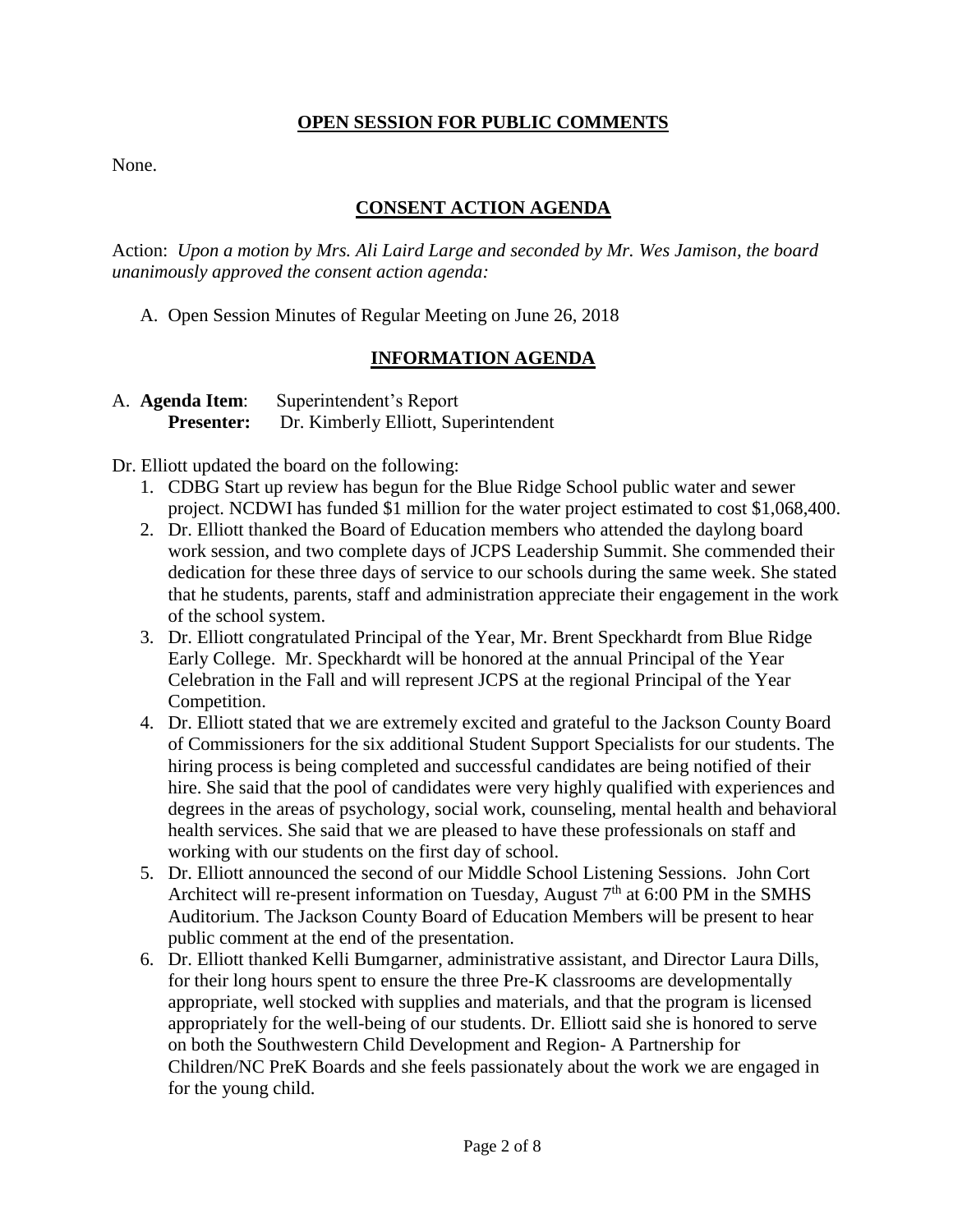## OPEN SESSION FOR PUBLIC COMMENTS

None.

## CONSENT ACTION AGENDA

Action: *Upon a motion by Mrs. Ali Laird Large and seconded by Mr. Wes Jamison, the board unanimously approved the consent action agenda:*

A. Open Session Minutes of Regular Meeting on June 26, 2018

## INFORMATION AGENDA

A. **Agenda Item**: Superintendent's Report
   **Presenter:** Dr. Kimberly Elliott, Superintendent

Dr. Elliott updated the board on the following:

1. CDBG Start up review has begun for the Blue Ridge School public water and sewer project. NCDWI has funded $1 million for the water project estimated to cost $1,068,400.
2. Dr. Elliott thanked the Board of Education members who attended the daylong board work session, and two complete days of JCPS Leadership Summit. She commended their dedication for these three days of service to our schools during the same week. She stated that he students, parents, staff and administration appreciate their engagement in the work of the school system.
3. Dr. Elliott congratulated Principal of the Year, Mr. Brent Speckhardt from Blue Ridge Early College. Mr. Speckhardt will be honored at the annual Principal of the Year Celebration in the Fall and will represent JCPS at the regional Principal of the Year Competition.
4. Dr. Elliott stated that we are extremely excited and grateful to the Jackson County Board of Commissioners for the six additional Student Support Specialists for our students. The hiring process is being completed and successful candidates are being notified of their hire. She said that the pool of candidates were very highly qualified with experiences and degrees in the areas of psychology, social work, counseling, mental health and behavioral health services. She said that we are pleased to have these professionals on staff and working with our students on the first day of school.
5. Dr. Elliott announced the second of our Middle School Listening Sessions. John Cort Architect will re-present information on Tuesday, August 7th at 6:00 PM in the SMHS Auditorium. The Jackson County Board of Education Members will be present to hear public comment at the end of the presentation.
6. Dr. Elliott thanked Kelli Bumgarner, administrative assistant, and Director Laura Dills, for their long hours spent to ensure the three Pre-K classrooms are developmentally appropriate, well stocked with supplies and materials, and that the program is licensed appropriately for the well-being of our students. Dr. Elliott said she is honored to serve on both the Southwestern Child Development and Region- A Partnership for Children/NC PreK Boards and she feels passionately about the work we are engaged in for the young child.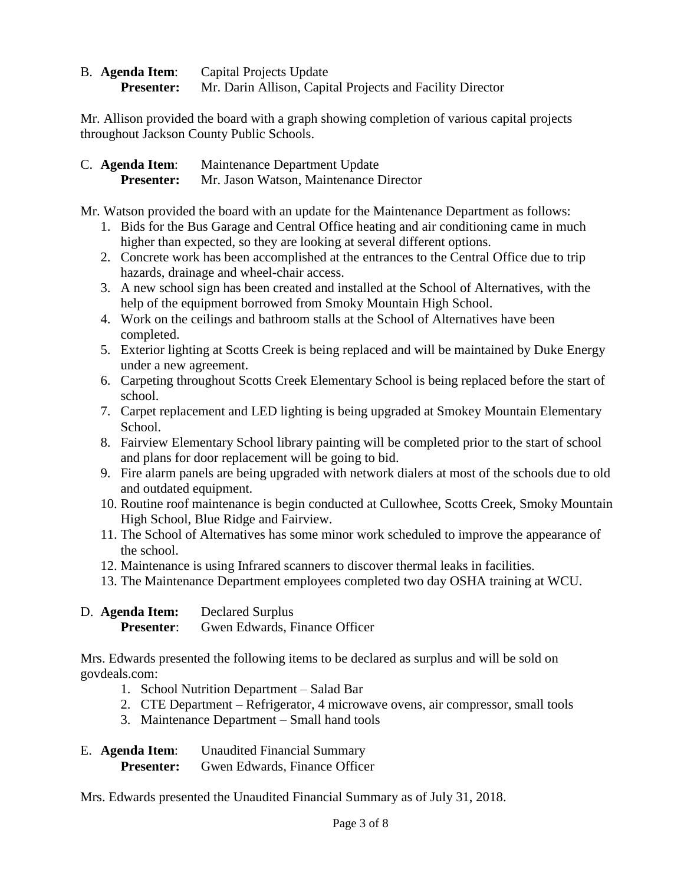B. **Agenda Item**: Capital Projects Update
**Presenter:** Mr. Darin Allison, Capital Projects and Facility Director

Mr. Allison provided the board with a graph showing completion of various capital projects throughout Jackson County Public Schools.

C. **Agenda Item**: Maintenance Department Update
**Presenter:** Mr. Jason Watson, Maintenance Director

Mr. Watson provided the board with an update for the Maintenance Department as follows:

1. Bids for the Bus Garage and Central Office heating and air conditioning came in much higher than expected, so they are looking at several different options.
2. Concrete work has been accomplished at the entrances to the Central Office due to trip hazards, drainage and wheel-chair access.
3. A new school sign has been created and installed at the School of Alternatives, with the help of the equipment borrowed from Smoky Mountain High School.
4. Work on the ceilings and bathroom stalls at the School of Alternatives have been completed.
5. Exterior lighting at Scotts Creek is being replaced and will be maintained by Duke Energy under a new agreement.
6. Carpeting throughout Scotts Creek Elementary School is being replaced before the start of school.
7. Carpet replacement and LED lighting is being upgraded at Smokey Mountain Elementary School.
8. Fairview Elementary School library painting will be completed prior to the start of school and plans for door replacement will be going to bid.
9. Fire alarm panels are being upgraded with network dialers at most of the schools due to old and outdated equipment.
10. Routine roof maintenance is begin conducted at Cullowhee, Scotts Creek, Smoky Mountain High School, Blue Ridge and Fairview.
11. The School of Alternatives has some minor work scheduled to improve the appearance of the school.
12. Maintenance is using Infrared scanners to discover thermal leaks in facilities.
13. The Maintenance Department employees completed two day OSHA training at WCU.

D. **Agenda Item:** Declared Surplus
**Presenter**: Gwen Edwards, Finance Officer

Mrs. Edwards presented the following items to be declared as surplus and will be sold on govdeals.com:

1. School Nutrition Department – Salad Bar
2. CTE Department – Refrigerator, 4 microwave ovens, air compressor, small tools
3. Maintenance Department – Small hand tools

E. **Agenda Item**: Unaudited Financial Summary
**Presenter:** Gwen Edwards, Finance Officer

Mrs. Edwards presented the Unaudited Financial Summary as of July 31, 2018.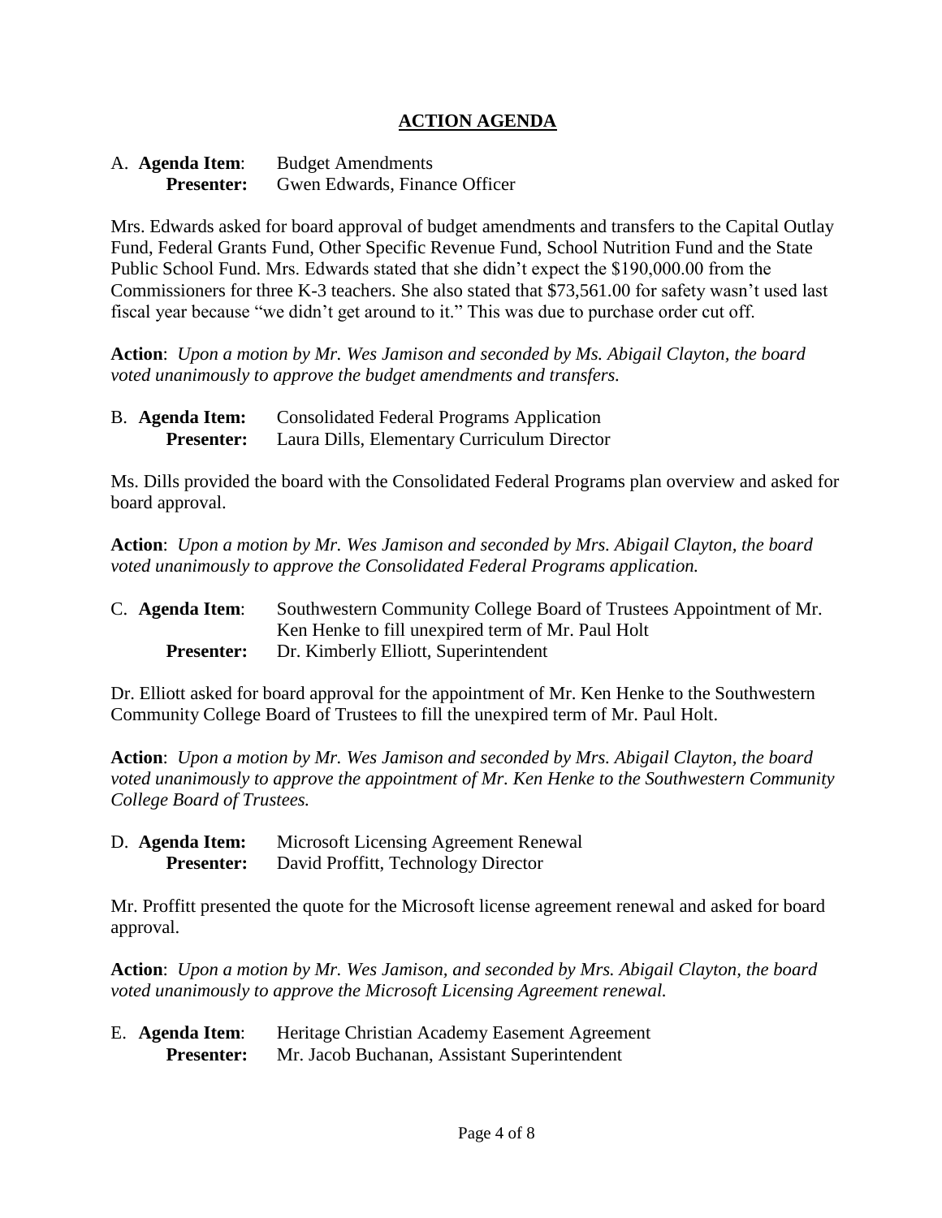## ACTION AGENDA

A. **Agenda Item**: Budget Amendments
**Presenter:** Gwen Edwards, Finance Officer

Mrs. Edwards asked for board approval of budget amendments and transfers to the Capital Outlay Fund, Federal Grants Fund, Other Specific Revenue Fund, School Nutrition Fund and the State Public School Fund. Mrs. Edwards stated that she didn't expect the $190,000.00 from the Commissioners for three K-3 teachers. She also stated that $73,561.00 for safety wasn't used last fiscal year because "we didn't get around to it." This was due to purchase order cut off.

**Action**: *Upon a motion by Mr. Wes Jamison and seconded by Ms. Abigail Clayton, the board voted unanimously to approve the budget amendments and transfers.*

B. **Agenda Item:** Consolidated Federal Programs Application
**Presenter:** Laura Dills, Elementary Curriculum Director

Ms. Dills provided the board with the Consolidated Federal Programs plan overview and asked for board approval.

**Action**: *Upon a motion by Mr. Wes Jamison and seconded by Mrs. Abigail Clayton, the board voted unanimously to approve the Consolidated Federal Programs application.*

C. **Agenda Item**: Southwestern Community College Board of Trustees Appointment of Mr. Ken Henke to fill unexpired term of Mr. Paul Holt
**Presenter:** Dr. Kimberly Elliott, Superintendent

Dr. Elliott asked for board approval for the appointment of Mr. Ken Henke to the Southwestern Community College Board of Trustees to fill the unexpired term of Mr. Paul Holt.

**Action**: *Upon a motion by Mr. Wes Jamison and seconded by Mrs. Abigail Clayton, the board voted unanimously to approve the appointment of Mr. Ken Henke to the Southwestern Community College Board of Trustees.*

D. **Agenda Item:** Microsoft Licensing Agreement Renewal
**Presenter:** David Proffitt, Technology Director

Mr. Proffitt presented the quote for the Microsoft license agreement renewal and asked for board approval.

**Action**: *Upon a motion by Mr. Wes Jamison, and seconded by Mrs. Abigail Clayton, the board voted unanimously to approve the Microsoft Licensing Agreement renewal.*

E. **Agenda Item**: Heritage Christian Academy Easement Agreement
**Presenter:** Mr. Jacob Buchanan, Assistant Superintendent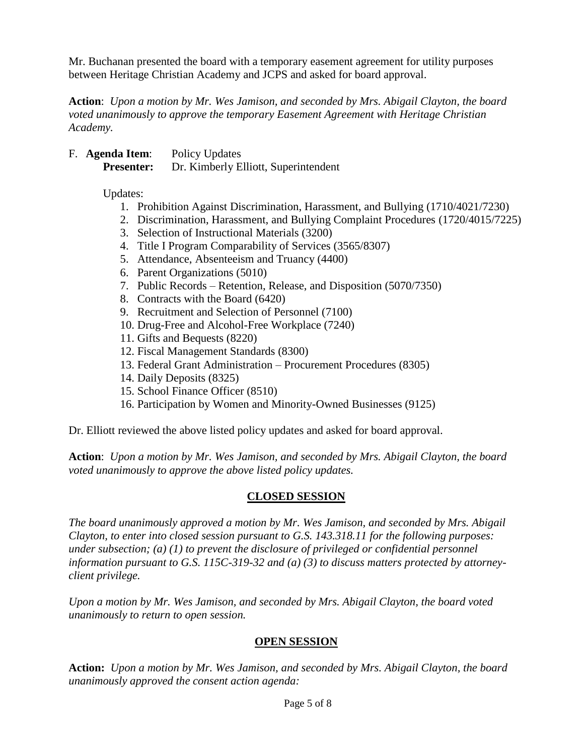Mr. Buchanan presented the board with a temporary easement agreement for utility purposes between Heritage Christian Academy and JCPS and asked for board approval.

**Action**: *Upon a motion by Mr. Wes Jamison, and seconded by Mrs. Abigail Clayton, the board voted unanimously to approve the temporary Easement Agreement with Heritage Christian Academy.*

F. **Agenda Item**: Policy Updates
**Presenter:** Dr. Kimberly Elliott, Superintendent

Updates:

1. Prohibition Against Discrimination, Harassment, and Bullying (1710/4021/7230)
2. Discrimination, Harassment, and Bullying Complaint Procedures (1720/4015/7225)
3. Selection of Instructional Materials (3200)
4. Title I Program Comparability of Services (3565/8307)
5. Attendance, Absenteeism and Truancy (4400)
6. Parent Organizations (5010)
7. Public Records – Retention, Release, and Disposition (5070/7350)
8. Contracts with the Board (6420)
9. Recruitment and Selection of Personnel (7100)
10. Drug-Free and Alcohol-Free Workplace (7240)
11. Gifts and Bequests (8220)
12. Fiscal Management Standards (8300)
13. Federal Grant Administration – Procurement Procedures (8305)
14. Daily Deposits (8325)
15. School Finance Officer (8510)
16. Participation by Women and Minority-Owned Businesses (9125)

Dr. Elliott reviewed the above listed policy updates and asked for board approval.

**Action**: *Upon a motion by Mr. Wes Jamison, and seconded by Mrs. Abigail Clayton, the board voted unanimously to approve the above listed policy updates.*

## CLOSED SESSION

*The board unanimously approved a motion by Mr. Wes Jamison, and seconded by Mrs. Abigail Clayton, to enter into closed session pursuant to G.S. 143.318.11 for the following purposes: under subsection; (a) (1) to prevent the disclosure of privileged or confidential personnel information pursuant to G.S. 115C-319-32 and (a) (3) to discuss matters protected by attorney-client privilege.*

*Upon a motion by Mr. Wes Jamison, and seconded by Mrs. Abigail Clayton, the board voted unanimously to return to open session.*

## OPEN SESSION

**Action:** *Upon a motion by Mr. Wes Jamison, and seconded by Mrs. Abigail Clayton, the board unanimously approved the consent action agenda:*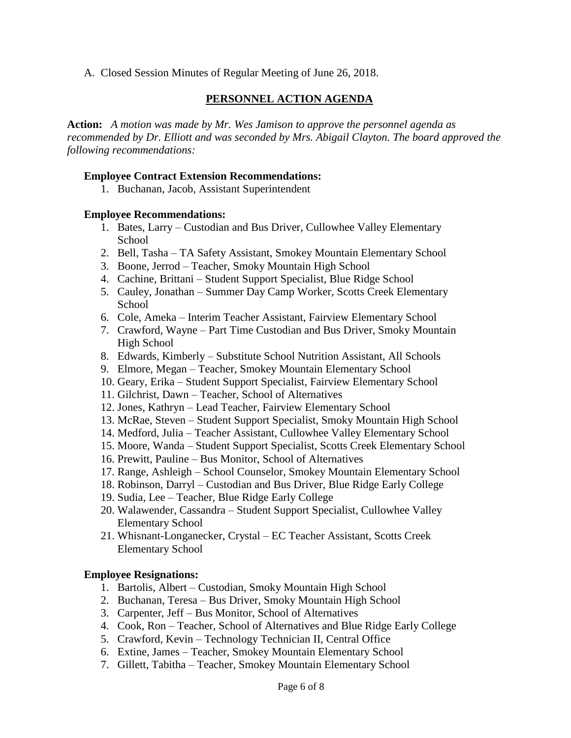A. Closed Session Minutes of Regular Meeting of June 26, 2018.

## PERSONNEL ACTION AGENDA

**Action:** *A motion was made by Mr. Wes Jamison to approve the personnel agenda as recommended by Dr. Elliott and was seconded by Mrs. Abigail Clayton. The board approved the following recommendations:*

**Employee Contract Extension Recommendations:**

1. Buchanan, Jacob, Assistant Superintendent

**Employee Recommendations:**

1. Bates, Larry – Custodian and Bus Driver, Cullowhee Valley Elementary School
2. Bell, Tasha – TA Safety Assistant, Smokey Mountain Elementary School
3. Boone, Jerrod – Teacher, Smoky Mountain High School
4. Cachine, Brittani – Student Support Specialist, Blue Ridge School
5. Cauley, Jonathan – Summer Day Camp Worker, Scotts Creek Elementary School
6. Cole, Ameka – Interim Teacher Assistant, Fairview Elementary School
7. Crawford, Wayne – Part Time Custodian and Bus Driver, Smoky Mountain High School
8. Edwards, Kimberly – Substitute School Nutrition Assistant, All Schools
9. Elmore, Megan – Teacher, Smokey Mountain Elementary School
10. Geary, Erika – Student Support Specialist, Fairview Elementary School
11. Gilchrist, Dawn – Teacher, School of Alternatives
12. Jones, Kathryn – Lead Teacher, Fairview Elementary School
13. McRae, Steven – Student Support Specialist, Smoky Mountain High School
14. Medford, Julia – Teacher Assistant, Cullowhee Valley Elementary School
15. Moore, Wanda – Student Support Specialist, Scotts Creek Elementary School
16. Prewitt, Pauline – Bus Monitor, School of Alternatives
17. Range, Ashleigh – School Counselor, Smokey Mountain Elementary School
18. Robinson, Darryl – Custodian and Bus Driver, Blue Ridge Early College
19. Sudia, Lee – Teacher, Blue Ridge Early College
20. Walawender, Cassandra – Student Support Specialist, Cullowhee Valley Elementary School
21. Whisnant-Longanecker, Crystal – EC Teacher Assistant, Scotts Creek Elementary School

**Employee Resignations:**

1. Bartolis, Albert – Custodian, Smoky Mountain High School
2. Buchanan, Teresa – Bus Driver, Smoky Mountain High School
3. Carpenter, Jeff – Bus Monitor, School of Alternatives
4. Cook, Ron – Teacher, School of Alternatives and Blue Ridge Early College
5. Crawford, Kevin – Technology Technician II, Central Office
6. Extine, James – Teacher, Smokey Mountain Elementary School
7. Gillett, Tabitha – Teacher, Smokey Mountain Elementary School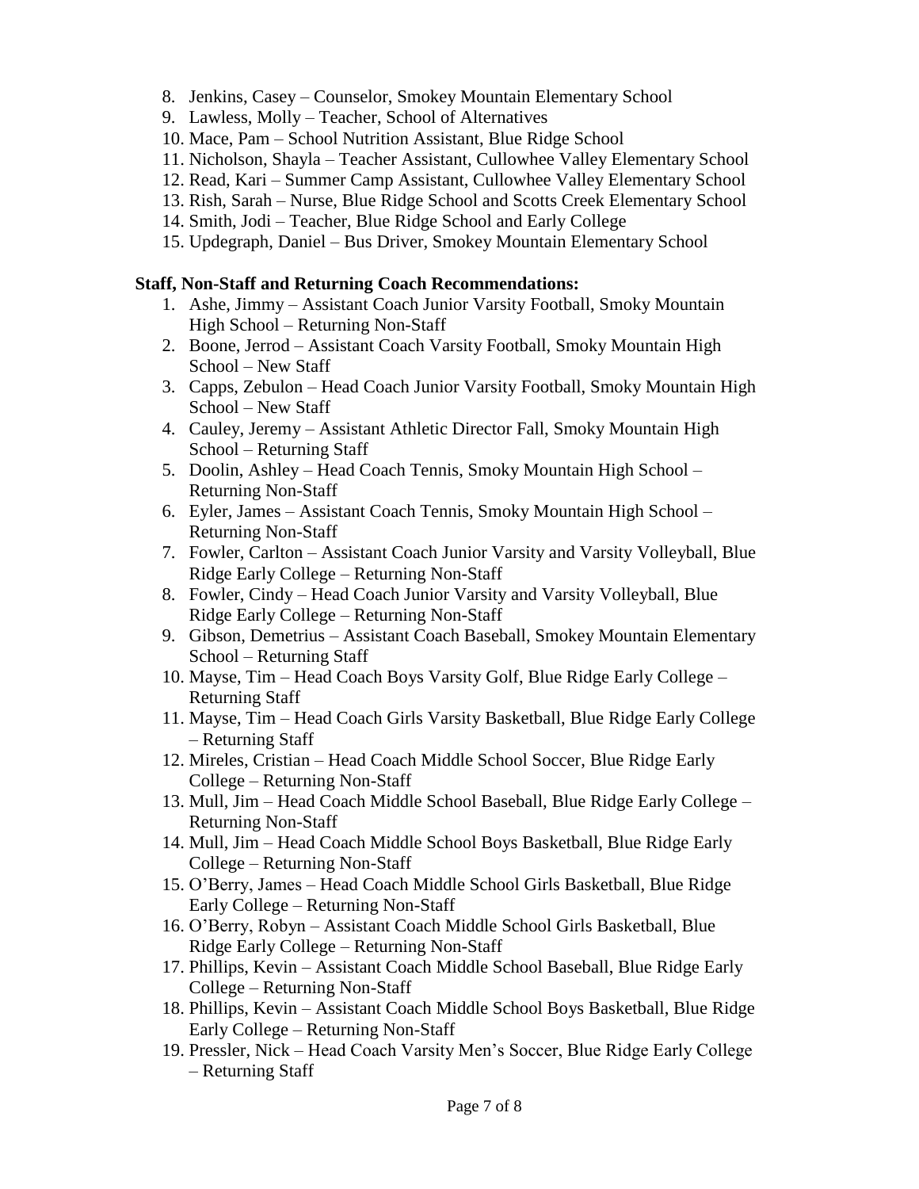8. Jenkins, Casey – Counselor, Smokey Mountain Elementary School
9. Lawless, Molly – Teacher, School of Alternatives
10. Mace, Pam – School Nutrition Assistant, Blue Ridge School
11. Nicholson, Shayla – Teacher Assistant, Cullowhee Valley Elementary School
12. Read, Kari – Summer Camp Assistant, Cullowhee Valley Elementary School
13. Rish, Sarah – Nurse, Blue Ridge School and Scotts Creek Elementary School
14. Smith, Jodi – Teacher, Blue Ridge School and Early College
15. Updegraph, Daniel – Bus Driver, Smokey Mountain Elementary School

**Staff, Non-Staff and Returning Coach Recommendations:**

1. Ashe, Jimmy – Assistant Coach Junior Varsity Football, Smoky Mountain High School – Returning Non-Staff
2. Boone, Jerrod – Assistant Coach Varsity Football, Smoky Mountain High School – New Staff
3. Capps, Zebulon – Head Coach Junior Varsity Football, Smoky Mountain High School – New Staff
4. Cauley, Jeremy – Assistant Athletic Director Fall, Smoky Mountain High School – Returning Staff
5. Doolin, Ashley – Head Coach Tennis, Smoky Mountain High School – Returning Non-Staff
6. Eyler, James – Assistant Coach Tennis, Smoky Mountain High School – Returning Non-Staff
7. Fowler, Carlton – Assistant Coach Junior Varsity and Varsity Volleyball, Blue Ridge Early College – Returning Non-Staff
8. Fowler, Cindy – Head Coach Junior Varsity and Varsity Volleyball, Blue Ridge Early College – Returning Non-Staff
9. Gibson, Demetrius – Assistant Coach Baseball, Smokey Mountain Elementary School – Returning Staff
10. Mayse, Tim – Head Coach Boys Varsity Golf, Blue Ridge Early College – Returning Staff
11. Mayse, Tim – Head Coach Girls Varsity Basketball, Blue Ridge Early College – Returning Staff
12. Mireles, Cristian – Head Coach Middle School Soccer, Blue Ridge Early College – Returning Non-Staff
13. Mull, Jim – Head Coach Middle School Baseball, Blue Ridge Early College – Returning Non-Staff
14. Mull, Jim – Head Coach Middle School Boys Basketball, Blue Ridge Early College – Returning Non-Staff
15. O'Berry, James – Head Coach Middle School Girls Basketball, Blue Ridge Early College – Returning Non-Staff
16. O'Berry, Robyn – Assistant Coach Middle School Girls Basketball, Blue Ridge Early College – Returning Non-Staff
17. Phillips, Kevin – Assistant Coach Middle School Baseball, Blue Ridge Early College – Returning Non-Staff
18. Phillips, Kevin – Assistant Coach Middle School Boys Basketball, Blue Ridge Early College – Returning Non-Staff
19. Pressler, Nick – Head Coach Varsity Men's Soccer, Blue Ridge Early College – Returning Staff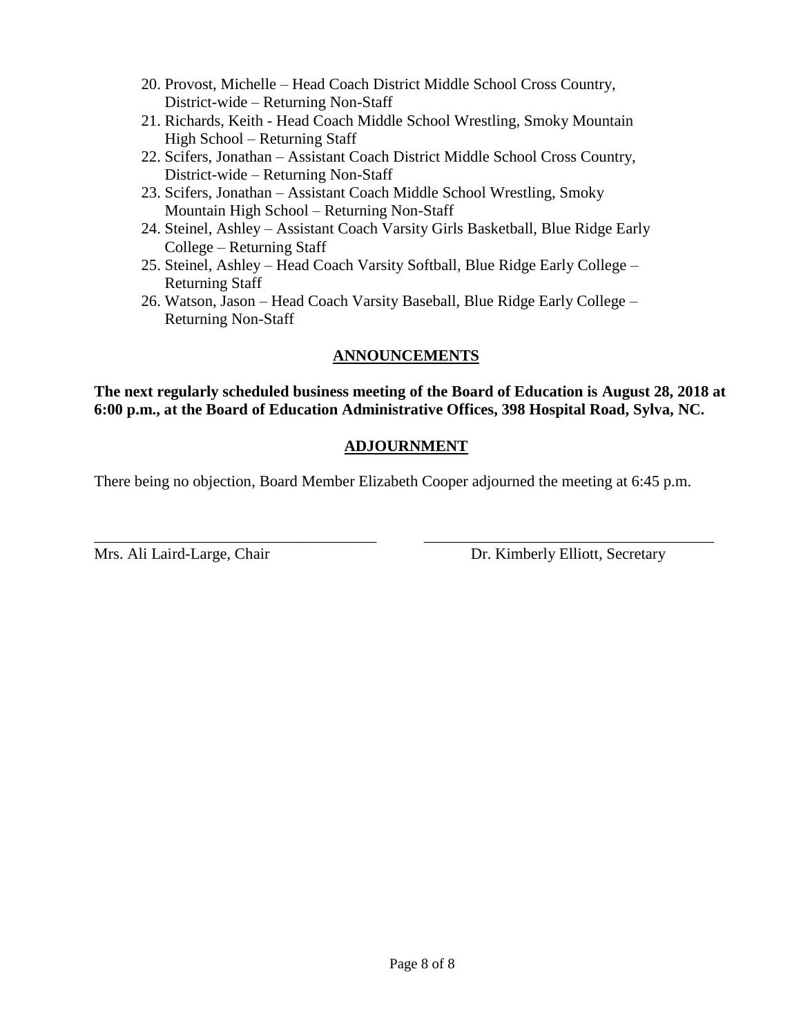20. Provost, Michelle – Head Coach District Middle School Cross Country, District-wide – Returning Non-Staff
21. Richards, Keith - Head Coach Middle School Wrestling, Smoky Mountain High School – Returning Staff
22. Scifers, Jonathan – Assistant Coach District Middle School Cross Country, District-wide – Returning Non-Staff
23. Scifers, Jonathan – Assistant Coach Middle School Wrestling, Smoky Mountain High School – Returning Non-Staff
24. Steinel, Ashley – Assistant Coach Varsity Girls Basketball, Blue Ridge Early College – Returning Staff
25. Steinel, Ashley – Head Coach Varsity Softball, Blue Ridge Early College – Returning Staff
26. Watson, Jason – Head Coach Varsity Baseball, Blue Ridge Early College – Returning Non-Staff

## ANNOUNCEMENTS

**The next regularly scheduled business meeting of the Board of Education is August 28, 2018 at 6:00 p.m., at the Board of Education Administrative Offices, 398 Hospital Road, Sylva, NC.**

## ADJOURNMENT

There being no objection, Board Member Elizabeth Cooper adjourned the meeting at 6:45 p.m.

_____________________________________ _____________________________________

Mrs. Ali Laird-Large, Chair Dr. Kimberly Elliott, Secretary